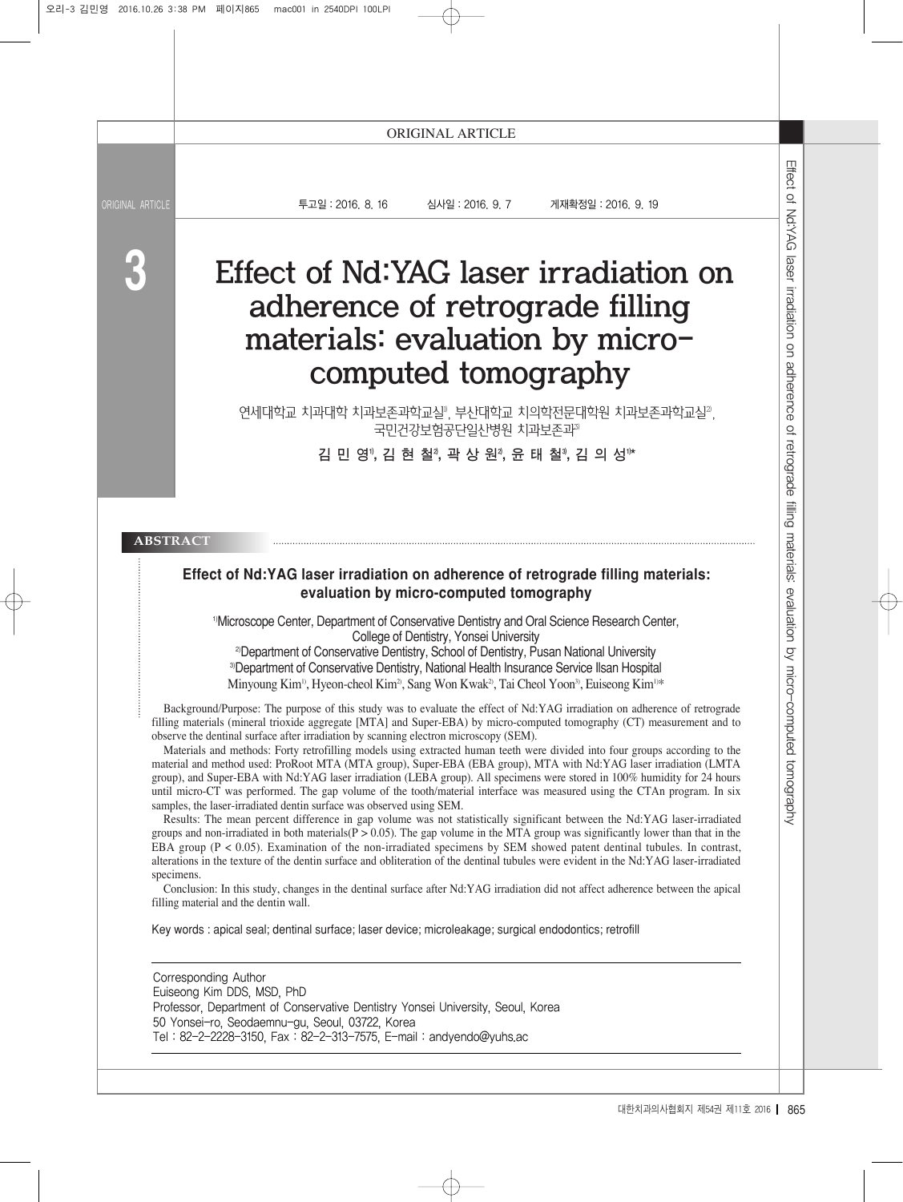ORIGINAL ARTICLE

투고일 : 2016. 8. 16　　　심사일 : 2016. 9. 7　　　게재확정일 : 2016. 9. 19

# Effect of Nd:YAG laser irradiation on adherence of retrograde filling materials: evaluation by micro-computed tomography

연세대학교 치과대학 치과보존과학교실[1], 부산대학교 치의학전문대학원 치과보존과학교실[2], 국민건강보험공단일산병원 치과보존과[3]

**김 민 영[1], 김 현 철[2], 곽 상 원[2], 윤 태 철[3], 김 의 성[1]***

## ABSTRACT

### Effect of Nd:YAG laser irradiation on adherence of retrograde filling materials: evaluation by micro-computed tomography

[1]Microscope Center, Department of Conservative Dentistry and Oral Science Research Center, College of Dentistry, Yonsei University
[2]Department of Conservative Dentistry, School of Dentistry, Pusan National University
[3]Department of Conservative Dentistry, National Health Insurance Service Ilsan Hospital
Minyoung Kim[1], Hyeon-cheol Kim[2], Sang Won Kwak[2], Tai Cheol Yoon[3], Euiseong Kim[1]*

Background/Purpose: The purpose of this study was to evaluate the effect of Nd:YAG irradiation on adherence of retrograde filling materials (mineral trioxide aggregate [MTA] and Super-EBA) by micro-computed tomography (CT) measurement and to observe the dentinal surface after irradiation by scanning electron microscopy (SEM).

Materials and methods: Forty retrofilling models using extracted human teeth were divided into four groups according to the material and method used: ProRoot MTA (MTA group), Super-EBA (EBA group), MTA with Nd:YAG laser irradiation (LMTA group), and Super-EBA with Nd:YAG laser irradiation (LEBA group). All specimens were stored in 100% humidity for 24 hours until micro-CT was performed. The gap volume of the tooth/material interface was measured using the CTAn program. In six samples, the laser-irradiated dentin surface was observed using SEM.

Results: The mean percent difference in gap volume was not statistically significant between the Nd:YAG laser-irradiated groups and non-irradiated in both materials($P > 0.05$). The gap volume in the MTA group was significantly lower than that in the EBA group ($P < 0.05$). Examination of the non-irradiated specimens by SEM showed patent dentinal tubules. In contrast, alterations in the texture of the dentin surface and obliteration of the dentinal tubules were evident in the Nd:YAG laser-irradiated specimens.

Conclusion: In this study, changes in the dentinal surface after Nd:YAG irradiation did not affect adherence between the apical filling material and the dentin wall.

Key words : apical seal; dentinal surface; laser device; microleakage; surgical endodontics; retrofill

Corresponding Author
Euiseong Kim DDS, MSD, PhD
Professor, Department of Conservative Dentistry Yonsei University, Seoul, Korea
50 Yonsei-ro, Seodaemnu-gu, Seoul, 03722, Korea
Tel : 82-2-2228-3150, Fax : 82-2-313-7575, E-mail : andyendo@yuhs.ac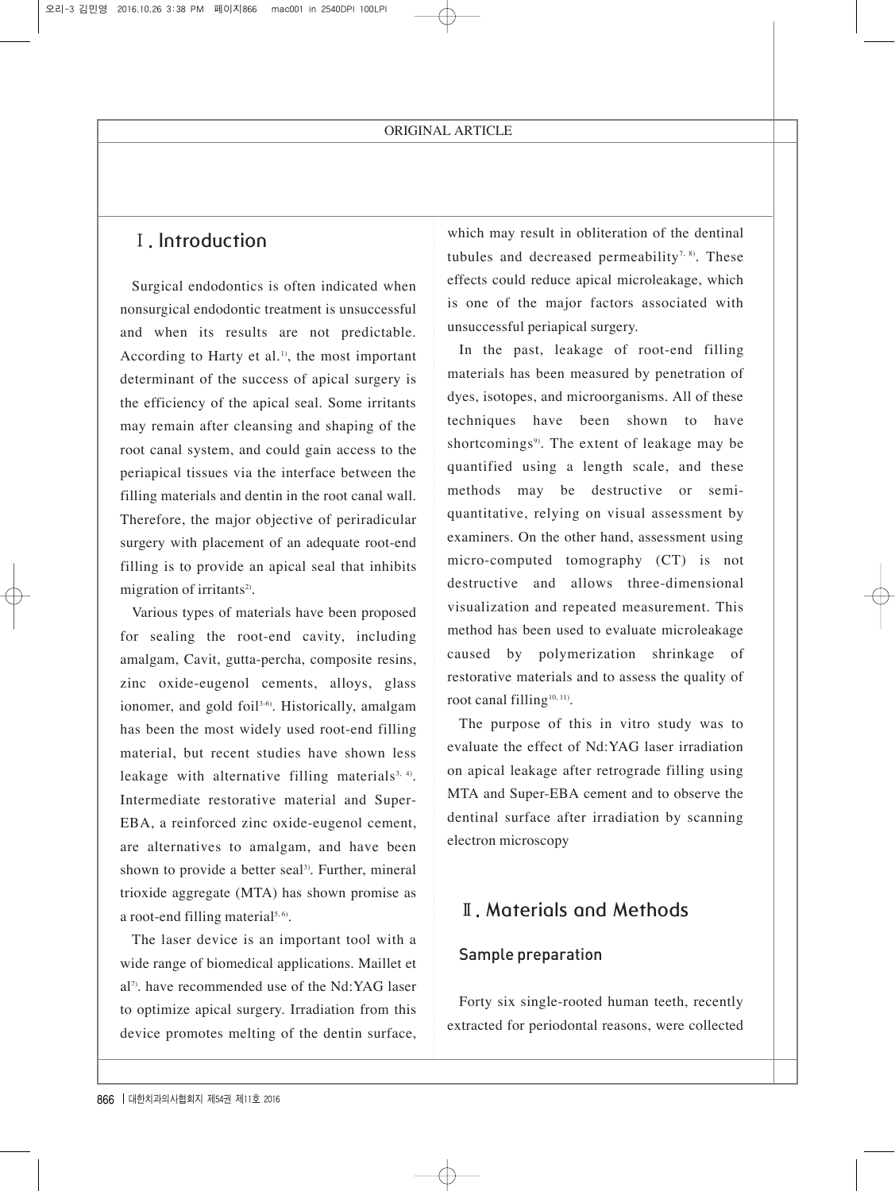## Ⅰ. Introduction

Surgical endodontics is often indicated when nonsurgical endodontic treatment is unsuccessful and when its results are not predictable. According to Harty et al.[1], the most important determinant of the success of apical surgery is the efficiency of the apical seal. Some irritants may remain after cleansing and shaping of the root canal system, and could gain access to the periapical tissues via the interface between the filling materials and dentin in the root canal wall. Therefore, the major objective of periradicular surgery with placement of an adequate root-end filling is to provide an apical seal that inhibits migration of irritants[2].

Various types of materials have been proposed for sealing the root-end cavity, including amalgam, Cavit, gutta-percha, composite resins, zinc oxide-eugenol cements, alloys, glass ionomer, and gold foil[3-6]. Historically, amalgam has been the most widely used root-end filling material, but recent studies have shown less leakage with alternative filling materials[3, 4]. Intermediate restorative material and Super-EBA, a reinforced zinc oxide-eugenol cement, are alternatives to amalgam, and have been shown to provide a better seal[3]. Further, mineral trioxide aggregate (MTA) has shown promise as a root-end filling material[5, 6].

The laser device is an important tool with a wide range of biomedical applications. Maillet et al[7]. have recommended use of the Nd:YAG laser to optimize apical surgery. Irradiation from this device promotes melting of the dentin surface, which may result in obliteration of the dentinal tubules and decreased permeability[7, 8]. These effects could reduce apical microleakage, which is one of the major factors associated with unsuccessful periapical surgery.

In the past, leakage of root-end filling materials has been measured by penetration of dyes, isotopes, and microorganisms. All of these techniques have been shown to have shortcomings[9]. The extent of leakage may be quantified using a length scale, and these methods may be destructive or semi-quantitative, relying on visual assessment by examiners. On the other hand, assessment using micro-computed tomography (CT) is not destructive and allows three-dimensional visualization and repeated measurement. This method has been used to evaluate microleakage caused by polymerization shrinkage of restorative materials and to assess the quality of root canal filling[10, 11].

The purpose of this in vitro study was to evaluate the effect of Nd:YAG laser irradiation on apical leakage after retrograde filling using MTA and Super-EBA cement and to observe the dentinal surface after irradiation by scanning electron microscopy

## Ⅱ. Materials and Methods

### Sample preparation

Forty six single-rooted human teeth, recently extracted for periodontal reasons, were collected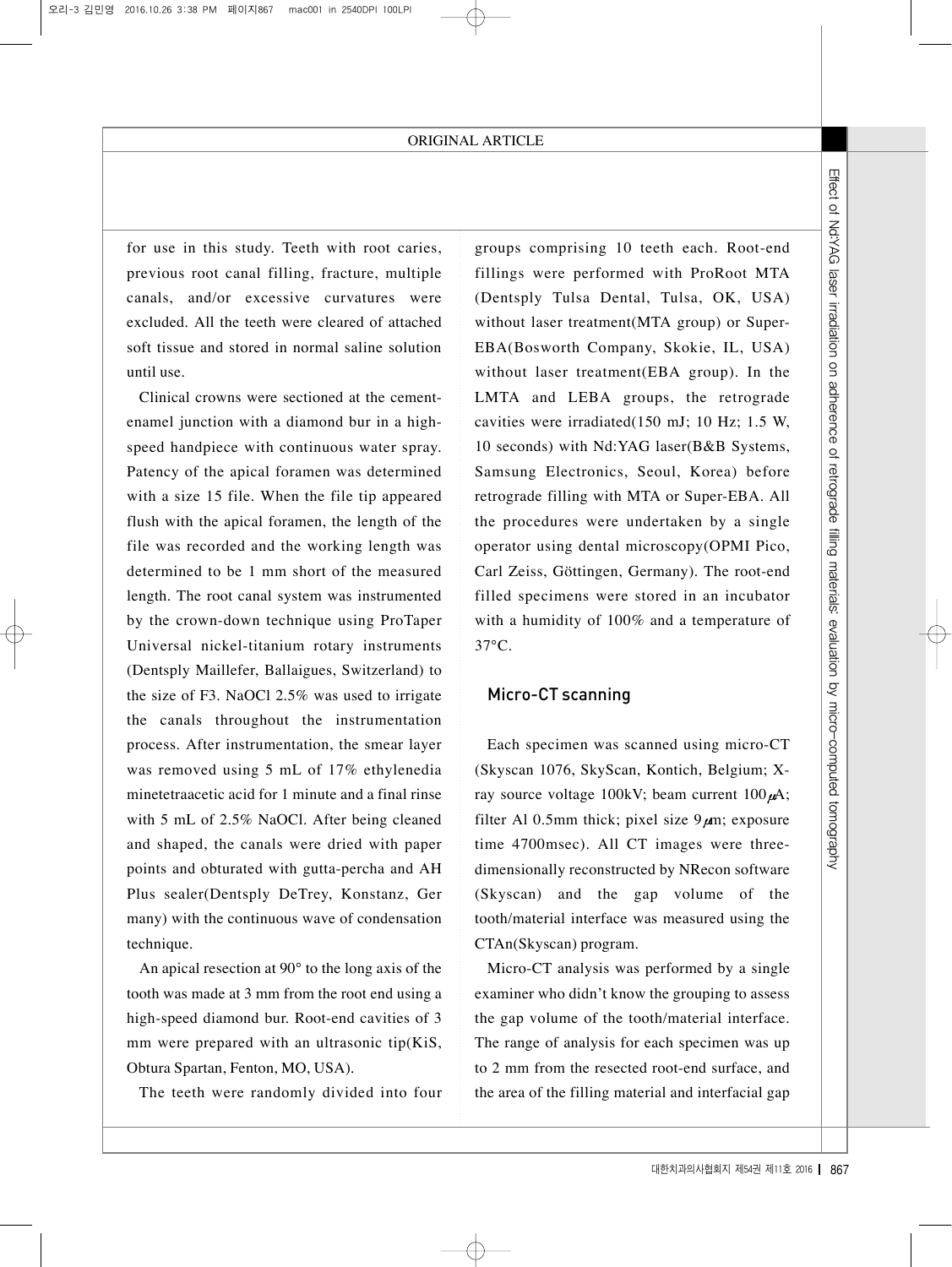for use in this study. Teeth with root caries, previous root canal filling, fracture, multiple canals, and/or excessive curvatures were excluded. All the teeth were cleared of attached soft tissue and stored in normal saline solution until use.

Clinical crowns were sectioned at the cement-enamel junction with a diamond bur in a high-speed handpiece with continuous water spray. Patency of the apical foramen was determined with a size 15 file. When the file tip appeared flush with the apical foramen, the length of the file was recorded and the working length was determined to be 1 mm short of the measured length. The root canal system was instrumented by the crown-down technique using ProTaper Universal nickel-titanium rotary instruments (Dentsply Maillefer, Ballaigues, Switzerland) to the size of F3. NaOCl 2.5% was used to irrigate the canals throughout the instrumentation process. After instrumentation, the smear layer was removed using 5 mL of 17% ethylenediaminetetraacetic acid for 1 minute and a final rinse with 5 mL of 2.5% NaOCl. After being cleaned and shaped, the canals were dried with paper points and obturated with gutta-percha and AH Plus sealer(Dentsply DeTrey, Konstanz, Germany) with the continuous wave of condensation technique.

An apical resection at 90° to the long axis of the tooth was made at 3 mm from the root end using a high-speed diamond bur. Root-end cavities of 3 mm were prepared with an ultrasonic tip(KiS, Obtura Spartan, Fenton, MO, USA).

The teeth were randomly divided into four groups comprising 10 teeth each. Root-end fillings were performed with ProRoot MTA (Dentsply Tulsa Dental, Tulsa, OK, USA) without laser treatment(MTA group) or Super-EBA(Bosworth Company, Skokie, IL, USA) without laser treatment(EBA group). In the LMTA and LEBA groups, the retrograde cavities were irradiated(150 mJ; 10 Hz; 1.5 W, 10 seconds) with Nd:YAG laser(B&B Systems, Samsung Electronics, Seoul, Korea) before retrograde filling with MTA or Super-EBA. All the procedures were undertaken by a single operator using dental microscopy(OPMI Pico, Carl Zeiss, Göttingen, Germany). The root-end filled specimens were stored in an incubator with a humidity of 100% and a temperature of 37°C.

## Micro-CT scanning

Each specimen was scanned using micro-CT (Skyscan 1076, SkyScan, Kontich, Belgium; X-ray source voltage 100kV; beam current 100$\mu$A; filter Al 0.5mm thick; pixel size 9$\mu$m; exposure time 4700msec). All CT images were three-dimensionally reconstructed by NRecon software (Skyscan) and the gap volume of the tooth/material interface was measured using the CTAn(Skyscan) program.

Micro-CT analysis was performed by a single examiner who didn't know the grouping to assess the gap volume of the tooth/material interface. The range of analysis for each specimen was up to 2 mm from the resected root-end surface, and the area of the filling material and interfacial gap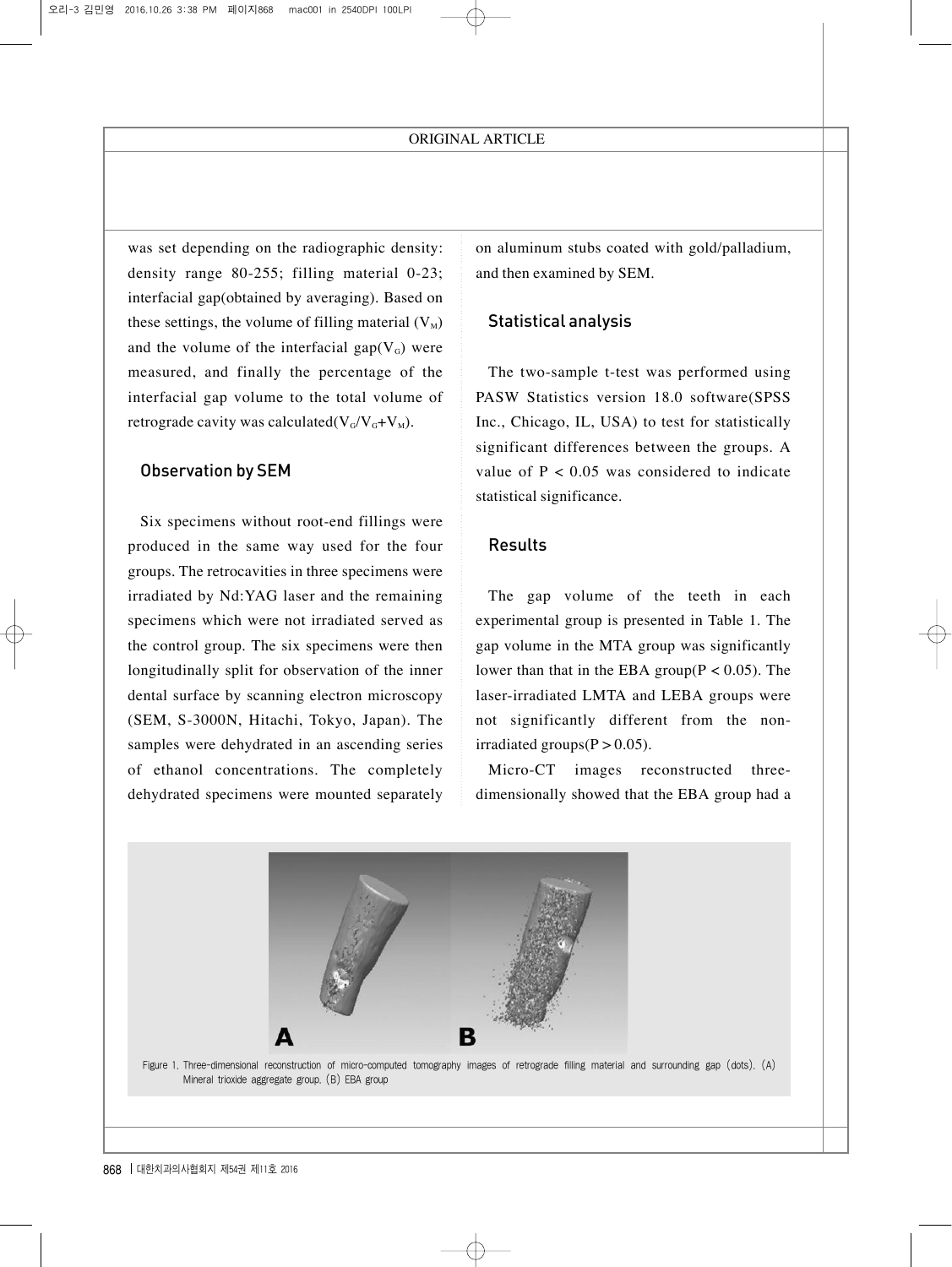was set depending on the radiographic density: density range 80-255; filling material 0-23; interfacial gap(obtained by averaging). Based on these settings, the volume of filling material ($V_M$) and the volume of the interfacial gap($V_G$) were measured, and finally the percentage of the interfacial gap volume to the total volume of retrograde cavity was calculated($V_G/V_G+V_M$).

## Observation by SEM

Six specimens without root-end fillings were produced in the same way used for the four groups. The retrocavities in three specimens were irradiated by Nd:YAG laser and the remaining specimens which were not irradiated served as the control group. The six specimens were then longitudinally split for observation of the inner dental surface by scanning electron microscopy (SEM, S-3000N, Hitachi, Tokyo, Japan). The samples were dehydrated in an ascending series of ethanol concentrations. The completely dehydrated specimens were mounted separately on aluminum stubs coated with gold/palladium, and then examined by SEM.

## Statistical analysis

The two-sample t-test was performed using PASW Statistics version 18.0 software(SPSS Inc., Chicago, IL, USA) to test for statistically significant differences between the groups. A value of $P < 0.05$ was considered to indicate statistical significance.

## Results

The gap volume of the teeth in each experimental group is presented in Table 1. The gap volume in the MTA group was significantly lower than that in the EBA group($P < 0.05$). The laser-irradiated LMTA and LEBA groups were not significantly different from the non-irradiated groups($P > 0.05$).

Micro-CT images reconstructed three-dimensionally showed that the EBA group had a

Figure 1. Three-dimensional reconstruction of micro-computed tomography images of retrograde filling material and surrounding gap (dots). (A) Mineral trioxide aggregate group. (B) EBA group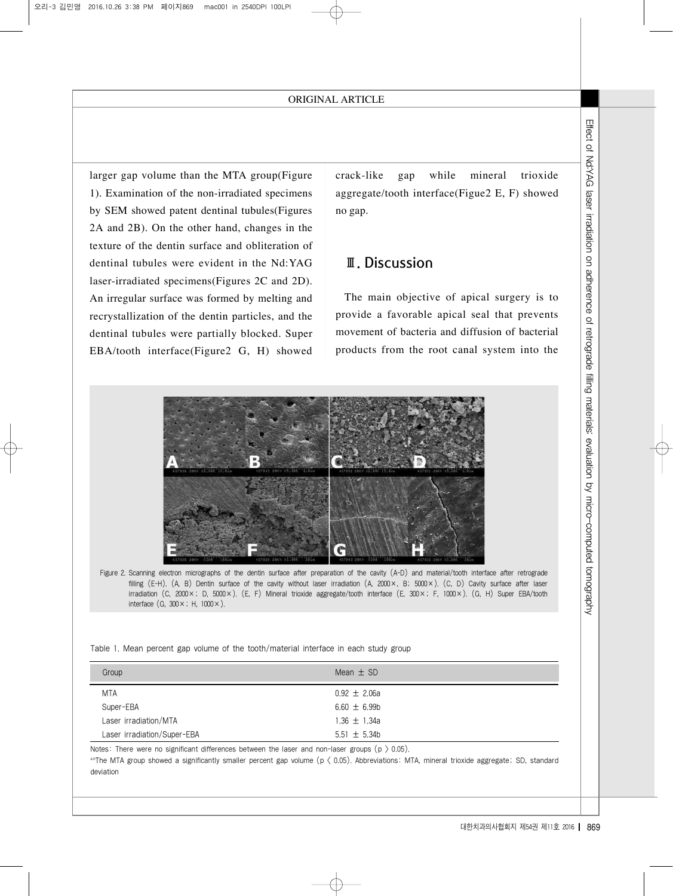larger gap volume than the MTA group(Figure 1). Examination of the non-irradiated specimens by SEM showed patent dentinal tubules(Figures 2A and 2B). On the other hand, changes in the texture of the dentin surface and obliteration of dentinal tubules were evident in the Nd:YAG laser-irradiated specimens(Figures 2C and 2D). An irregular surface was formed by melting and recrystallization of the dentin particles, and the dentinal tubules were partially blocked. Super EBA/tooth interface(Figure2 G, H) showed crack-like gap while mineral trioxide aggregate/tooth interface(Figue2 E, F) showed no gap.

## Ⅲ. Discussion

The main objective of apical surgery is to provide a favorable apical seal that prevents movement of bacteria and diffusion of bacterial products from the root canal system into the

Figure 2. Scanning electron micrographs of the dentin surface after preparation of the cavity (A-D) and material/tooth interface after retrograde filling (E-H). (A, B) Dentin surface of the cavity without laser irradiation (A, 2000×, B; 5000×). (C, D) Cavity surface after laser irradiation (C, 2000×; D, 5000×). (E, F) Mineral trioxide aggregate/tooth interface (E, 300×; F, 1000×). (G, H) Super EBA/tooth interface (G, 300×; H, 1000×).

Table 1. Mean percent gap volume of the tooth/material interface in each study group

| Group | Mean ± SD |
|---|---|
| MTA | 0.92 ± 2.06a |
| Super-EBA | 6.60 ± 6.99b |
| Laser irradiation/MTA | 1.36 ± 1.34a |
| Laser irradiation/Super-EBA | 5.51 ± 5.34b |

Notes: There were no significant differences between the laser and non-laser groups ($p > 0.05$).
[a,b]The MTA group showed a significantly smaller percent gap volume ($p < 0.05$). Abbreviations: MTA, mineral trioxide aggregate; SD, standard deviation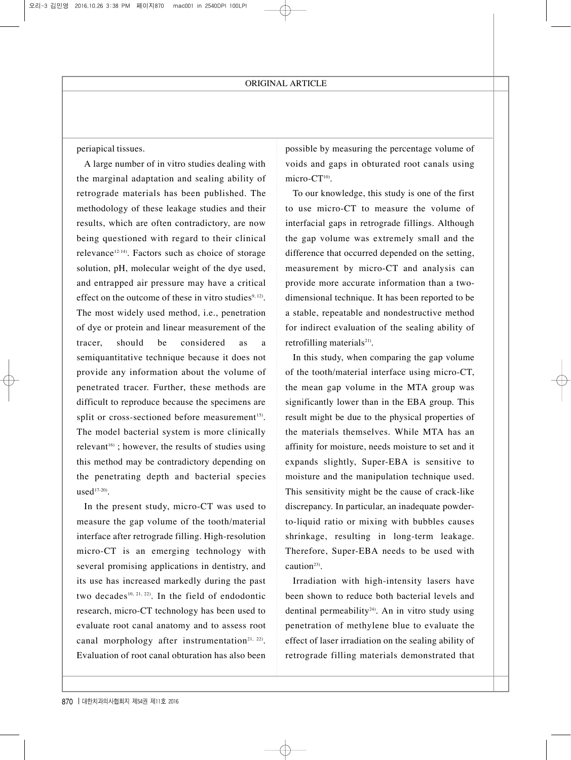periapical tissues.

A large number of in vitro studies dealing with the marginal adaptation and sealing ability of retrograde materials has been published. The methodology of these leakage studies and their results, which are often contradictory, are now being questioned with regard to their clinical relevance[12-14]. Factors such as choice of storage solution, pH, molecular weight of the dye used, and entrapped air pressure may have a critical effect on the outcome of these in vitro studies[9, 12]. The most widely used method, i.e., penetration of dye or protein and linear measurement of the tracer, should be considered as a semiquantitative technique because it does not provide any information about the volume of penetrated tracer. Further, these methods are difficult to reproduce because the specimens are split or cross-sectioned before measurement[15]. The model bacterial system is more clinically relevant[16] ; however, the results of studies using this method may be contradictory depending on the penetrating depth and bacterial species used[17-20].

In the present study, micro-CT was used to measure the gap volume of the tooth/material interface after retrograde filling. High-resolution micro-CT is an emerging technology with several promising applications in dentistry, and its use has increased markedly during the past two decades[10, 21, 22]. In the field of endodontic research, micro-CT technology has been used to evaluate root canal anatomy and to assess root canal morphology after instrumentation[21, 22]. Evaluation of root canal obturation has also been possible by measuring the percentage volume of voids and gaps in obturated root canals using micro-CT[10].

To our knowledge, this study is one of the first to use micro-CT to measure the volume of interfacial gaps in retrograde fillings. Although the gap volume was extremely small and the difference that occurred depended on the setting, measurement by micro-CT and analysis can provide more accurate information than a two-dimensional technique. It has been reported to be a stable, repeatable and nondestructive method for indirect evaluation of the sealing ability of retrofilling materials[21].

In this study, when comparing the gap volume of the tooth/material interface using micro-CT, the mean gap volume in the MTA group was significantly lower than in the EBA group. This result might be due to the physical properties of the materials themselves. While MTA has an affinity for moisture, needs moisture to set and it expands slightly, Super-EBA is sensitive to moisture and the manipulation technique used. This sensitivity might be the cause of crack-like discrepancy. In particular, an inadequate powder-to-liquid ratio or mixing with bubbles causes shrinkage, resulting in long-term leakage. Therefore, Super-EBA needs to be used with caution[23].

Irradiation with high-intensity lasers have been shown to reduce both bacterial levels and dentinal permeability[24]. An in vitro study using penetration of methylene blue to evaluate the effect of laser irradiation on the sealing ability of retrograde filling materials demonstrated that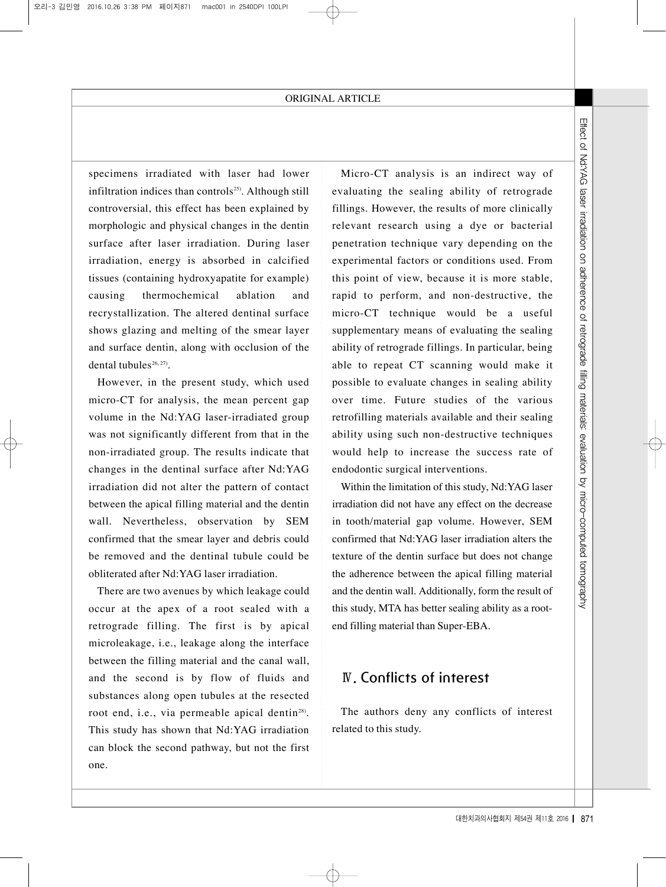specimens irradiated with laser had lower infiltration indices than controls[25]. Although still controversial, this effect has been explained by morphologic and physical changes in the dentin surface after laser irradiation. During laser irradiation, energy is absorbed in calcified tissues (containing hydroxyapatite for example) causing thermochemical ablation and recrystallization. The altered dentinal surface shows glazing and melting of the smear layer and surface dentin, along with occlusion of the dental tubules[26, 27].

However, in the present study, which used micro-CT for analysis, the mean percent gap volume in the Nd:YAG laser-irradiated group was not significantly different from that in the non-irradiated group. The results indicate that changes in the dentinal surface after Nd:YAG irradiation did not alter the pattern of contact between the apical filling material and the dentin wall. Nevertheless, observation by SEM confirmed that the smear layer and debris could be removed and the dentinal tubule could be obliterated after Nd:YAG laser irradiation.

There are two avenues by which leakage could occur at the apex of a root sealed with a retrograde filling. The first is by apical microleakage, i.e., leakage along the interface between the filling material and the canal wall, and the second is by flow of fluids and substances along open tubules at the resected root end, i.e., via permeable apical dentin[28]. This study has shown that Nd:YAG irradiation can block the second pathway, but not the first one.

Micro-CT analysis is an indirect way of evaluating the sealing ability of retrograde fillings. However, the results of more clinically relevant research using a dye or bacterial penetration technique vary depending on the experimental factors or conditions used. From this point of view, because it is more stable, rapid to perform, and non-destructive, the micro-CT technique would be a useful supplementary means of evaluating the sealing ability of retrograde fillings. In particular, being able to repeat CT scanning would make it possible to evaluate changes in sealing ability over time. Future studies of the various retrofilling materials available and their sealing ability using such non-destructive techniques would help to increase the success rate of endodontic surgical interventions.

Within the limitation of this study, Nd:YAG laser irradiation did not have any effect on the decrease in tooth/material gap volume. However, SEM confirmed that Nd:YAG laser irradiation alters the texture of the dentin surface but does not change the adherence between the apical filling material and the dentin wall. Additionally, form the result of this study, MTA has better sealing ability as a root-end filling material than Super-EBA.

## Ⅳ. Conflicts of interest

The authors deny any conflicts of interest related to this study.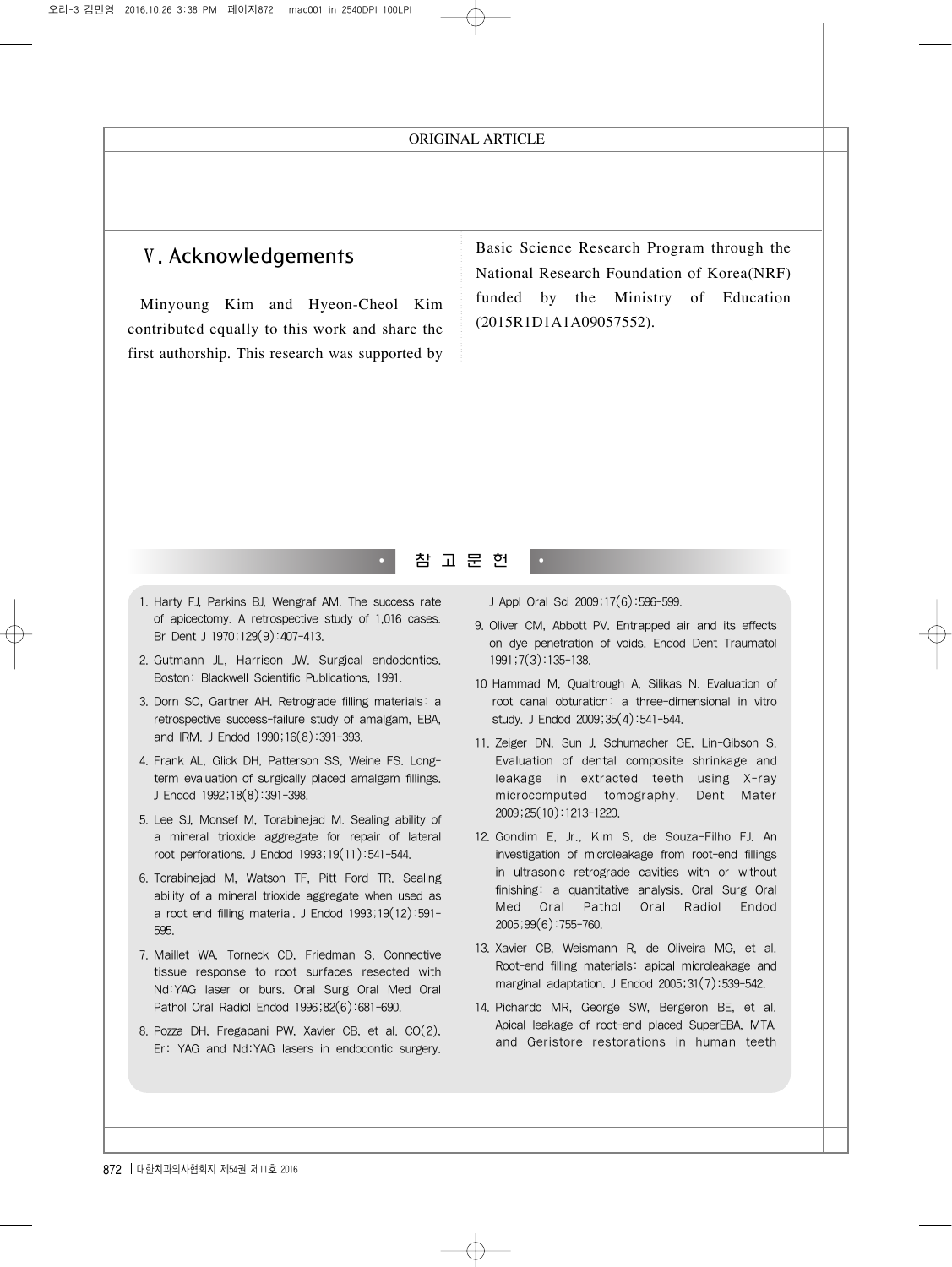## Ⅴ. Acknowledgements

Minyoung Kim and Hyeon-Cheol Kim contributed equally to this work and share the first authorship. This research was supported by Basic Science Research Program through the National Research Foundation of Korea(NRF) funded by the Ministry of Education (2015R1D1A1A09057552).

## 참 고 문 헌

1. Harty FJ, Parkins BJ, Wengraf AM. The success rate of apicectomy. A retrospective study of 1,016 cases. Br Dent J 1970;129(9):407-413.
2. Gutmann JL, Harrison JW. Surgical endodontics. Boston: Blackwell Scientific Publications, 1991.
3. Dorn SO, Gartner AH. Retrograde filling materials: a retrospective success-failure study of amalgam, EBA, and IRM. J Endod 1990;16(8):391-393.
4. Frank AL, Glick DH, Patterson SS, Weine FS. Long-term evaluation of surgically placed amalgam fillings. J Endod 1992;18(8):391-398.
5. Lee SJ, Monsef M, Torabinejad M. Sealing ability of a mineral trioxide aggregate for repair of lateral root perforations. J Endod 1993;19(11):541-544.
6. Torabinejad M, Watson TF, Pitt Ford TR. Sealing ability of a mineral trioxide aggregate when used as a root end filling material. J Endod 1993;19(12):591-595.
7. Maillet WA, Torneck CD, Friedman S. Connective tissue response to root surfaces resected with Nd:YAG laser or burs. Oral Surg Oral Med Oral Pathol Oral Radiol Endod 1996;82(6):681-690.
8. Pozza DH, Fregapani PW, Xavier CB, et al. CO(2), Er: YAG and Nd:YAG lasers in endodontic surgery. J Appl Oral Sci 2009;17(6):596-599.
9. Oliver CM, Abbott PV. Entrapped air and its effects on dye penetration of voids. Endod Dent Traumatol 1991;7(3):135-138.
10. Hammad M, Qualtrough A, Silikas N. Evaluation of root canal obturation: a three-dimensional in vitro study. J Endod 2009;35(4):541-544.
11. Zeiger DN, Sun J, Schumacher GE, Lin-Gibson S. Evaluation of dental composite shrinkage and leakage in extracted teeth using X-ray microcomputed tomography. Dent Mater 2009;25(10):1213-1220.
12. Gondim E, Jr., Kim S, de Souza-Filho FJ. An investigation of microleakage from root-end fillings in ultrasonic retrograde cavities with or without finishing: a quantitative analysis. Oral Surg Oral Med Oral Pathol Oral Radiol Endod 2005;99(6):755-760.
13. Xavier CB, Weismann R, de Oliveira MG, et al. Root-end filling materials: apical microleakage and marginal adaptation. J Endod 2005;31(7):539-542.
14. Pichardo MR, George SW, Bergeron BE, et al. Apical leakage of root-end placed SuperEBA, MTA, and Geristore restorations in human teeth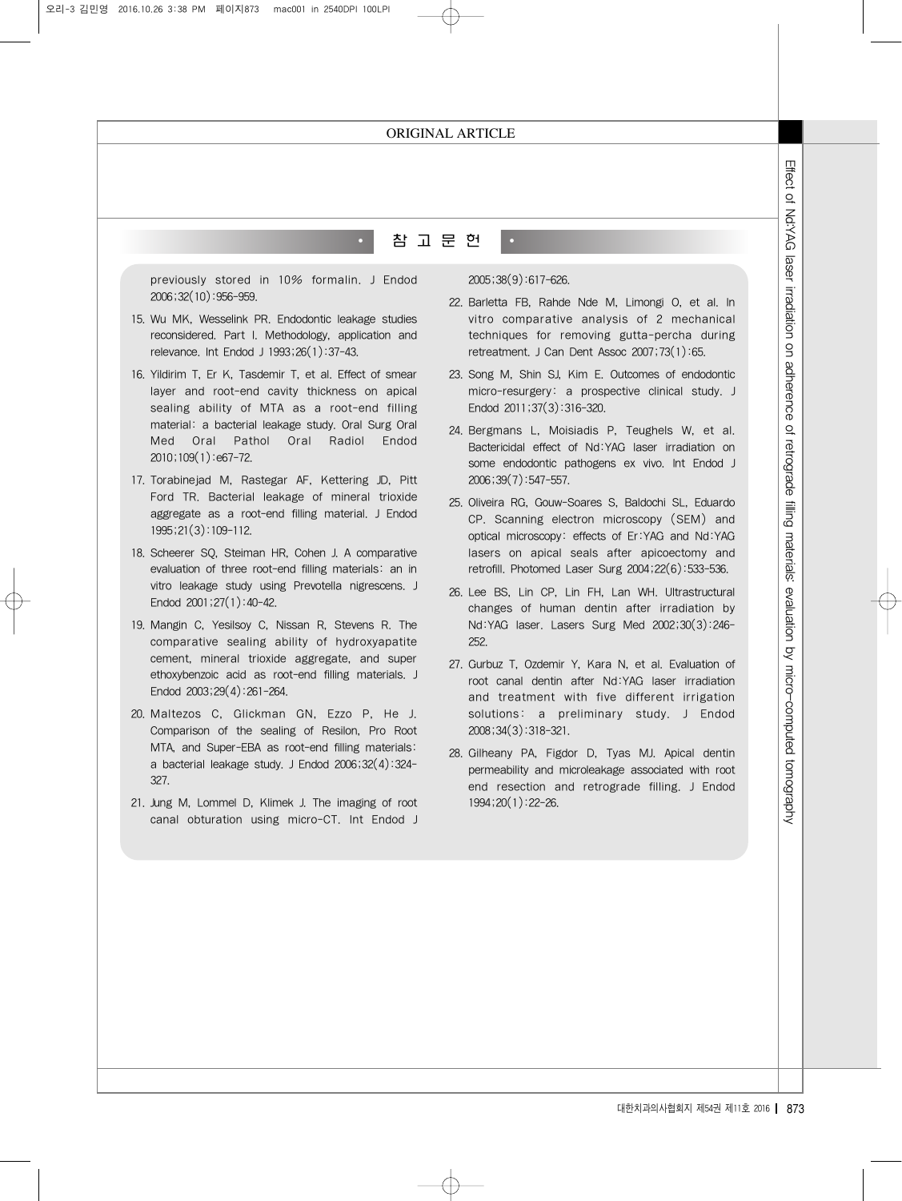## 참 고 문 헌

previously stored in 10% formalin. J Endod 2006;32(10):956-959.

15. Wu MK, Wesselink PR. Endodontic leakage studies reconsidered. Part I. Methodology, application and relevance. Int Endod J 1993;26(1):37-43.
16. Yildirim T, Er K, Tasdemir T, et al. Effect of smear layer and root-end cavity thickness on apical sealing ability of MTA as a root-end filling material: a bacterial leakage study. Oral Surg Oral Med Oral Pathol Oral Radiol Endod 2010;109(1):e67-72.
17. Torabinejad M, Rastegar AF, Kettering JD, Pitt Ford TR. Bacterial leakage of mineral trioxide aggregate as a root-end filling material. J Endod 1995;21(3):109-112.
18. Scheerer SQ, Steiman HR, Cohen J. A comparative evaluation of three root-end filling materials: an in vitro leakage study using Prevotella nigrescens. J Endod 2001;27(1):40-42.
19. Mangin C, Yesilsoy C, Nissan R, Stevens R. The comparative sealing ability of hydroxyapatite cement, mineral trioxide aggregate, and super ethoxybenzoic acid as root-end filling materials. J Endod 2003;29(4):261-264.
20. Maltezos C, Glickman GN, Ezzo P, He J. Comparison of the sealing of Resilon, Pro Root MTA, and Super-EBA as root-end filling materials: a bacterial leakage study. J Endod 2006;32(4):324-327.
21. Jung M, Lommel D, Klimek J. The imaging of root canal obturation using micro-CT. Int Endod J 2005;38(9):617-626.
22. Barletta FB, Rahde Nde M, Limongi O, et al. In vitro comparative analysis of 2 mechanical techniques for removing gutta-percha during retreatment. J Can Dent Assoc 2007;73(1):65.
23. Song M, Shin SJ, Kim E. Outcomes of endodontic micro-resurgery: a prospective clinical study. J Endod 2011;37(3):316-320.
24. Bergmans L, Moisiadis P, Teughels W, et al. Bactericidal effect of Nd:YAG laser irradiation on some endodontic pathogens ex vivo. Int Endod J 2006;39(7):547-557.
25. Oliveira RG, Gouw-Soares S, Baldochi SL, Eduardo CP. Scanning electron microscopy (SEM) and optical microscopy: effects of Er:YAG and Nd:YAG lasers on apical seals after apicoectomy and retrofill. Photomed Laser Surg 2004;22(6):533-536.
26. Lee BS, Lin CP, Lin FH, Lan WH. Ultrastructural changes of human dentin after irradiation by Nd:YAG laser. Lasers Surg Med 2002;30(3):246-252.
27. Gurbuz T, Ozdemir Y, Kara N, et al. Evaluation of root canal dentin after Nd:YAG laser irradiation and treatment with five different irrigation solutions: a preliminary study. J Endod 2008;34(3):318-321.
28. Gilheany PA, Figdor D, Tyas MJ. Apical dentin permeability and microleakage associated with root end resection and retrograde filling. J Endod 1994;20(1):22-26.